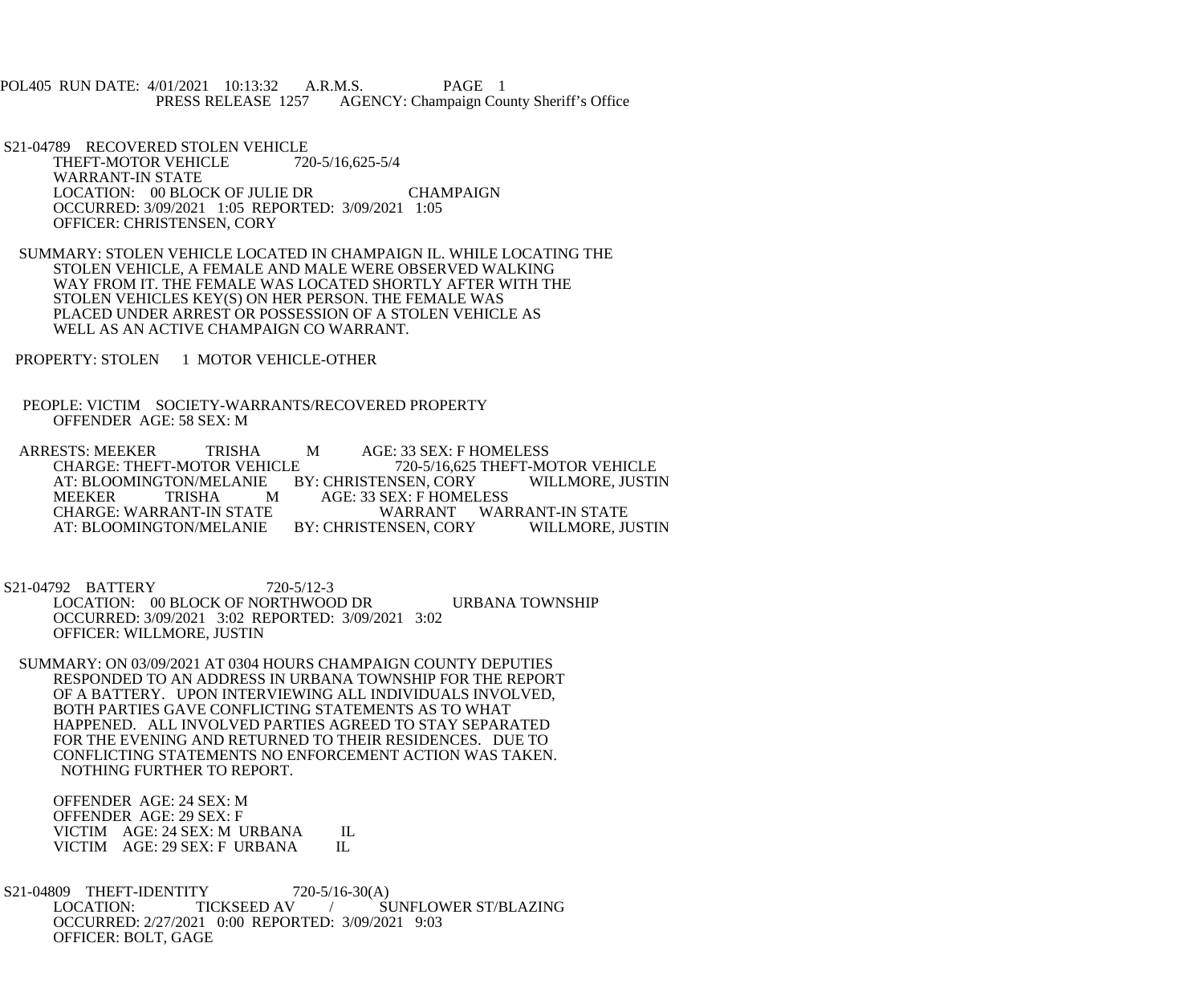POL405 RUN DATE: 4/01/2021 10:13:32 A.R.M.S. PAGE 1
PRESS RELEASE 1257 AGENCY: Champaign County Sheriff's Office

S21-04789 RECOVERED STOLEN VEHICLE
THEFT-MOTOR VEHICLE 720-5/16,625-5/4
WARRANT-IN STATE
LOCATION: 00 BLOCK OF JULIE DR CHAMPAIGN
OCCURRED: 3/09/2021 1:05 REPORTED: 3/09/2021 1:05
OFFICER: CHRISTENSEN, CORY

SUMMARY: STOLEN VEHICLE LOCATED IN CHAMPAIGN IL. WHILE LOCATING THE STOLEN VEHICLE, A FEMALE AND MALE WERE OBSERVED WALKING WAY FROM IT. THE FEMALE WAS LOCATED SHORTLY AFTER WITH THE STOLEN VEHICLES KEY(S) ON HER PERSON. THE FEMALE WAS PLACED UNDER ARREST OR POSSESSION OF A STOLEN VEHICLE AS WELL AS AN ACTIVE CHAMPAIGN CO WARRANT.

PROPERTY: STOLEN 1 MOTOR VEHICLE-OTHER

PEOPLE: VICTIM SOCIETY-WARRANTS/RECOVERED PROPERTY
OFFENDER AGE: 58 SEX: M

ARRESTS: MEEKER TRISHA M AGE: 33 SEX: F HOMELESS
CHARGE: THEFT-MOTOR VEHICLE 720-5/16,625 THEFT-MOTOR VEHICLE
AT: BLOOMINGTON/MELANIE BY: CHRISTENSEN, CORY WILLMORE, JUSTIN
MEEKER TRISHA M AGE: 33 SEX: F HOMELESS
CHARGE: WARRANT-IN STATE WARRANT WARRANT-IN STATE
AT: BLOOMINGTON/MELANIE BY: CHRISTENSEN, CORY WILLMORE, JUSTIN

S21-04792 BATTERY 720-5/12-3
LOCATION: 00 BLOCK OF NORTHWOOD DR URBANA TOWNSHIP
OCCURRED: 3/09/2021 3:02 REPORTED: 3/09/2021 3:02
OFFICER: WILLMORE, JUSTIN

SUMMARY: ON 03/09/2021 AT 0304 HOURS CHAMPAIGN COUNTY DEPUTIES RESPONDED TO AN ADDRESS IN URBANA TOWNSHIP FOR THE REPORT OF A BATTERY. UPON INTERVIEWING ALL INDIVIDUALS INVOLVED, BOTH PARTIES GAVE CONFLICTING STATEMENTS AS TO WHAT HAPPENED. ALL INVOLVED PARTIES AGREED TO STAY SEPARATED FOR THE EVENING AND RETURNED TO THEIR RESIDENCES. DUE TO CONFLICTING STATEMENTS NO ENFORCEMENT ACTION WAS TAKEN. NOTHING FURTHER TO REPORT.

OFFENDER AGE: 24 SEX: M
OFFENDER AGE: 29 SEX: F
VICTIM AGE: 24 SEX: M URBANA IL
VICTIM AGE: 29 SEX: F URBANA IL

S21-04809 THEFT-IDENTITY 720-5/16-30(A)
LOCATION: TICKSEED AV / SUNFLOWER ST/BLAZING
OCCURRED: 2/27/2021 0:00 REPORTED: 3/09/2021 9:03
OFFICER: BOLT, GAGE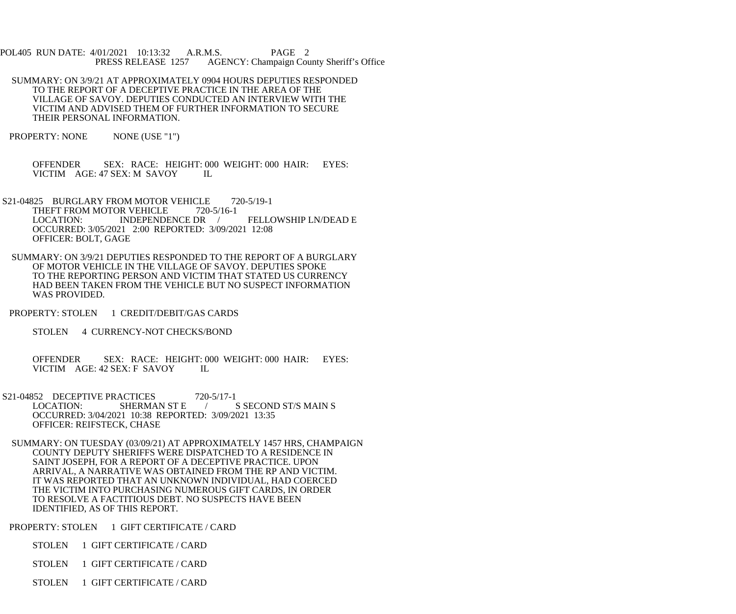SUMMARY: ON 3/9/21 AT APPROXIMATELY 0904 HOURS DEPUTIES RESPONDED TO THE REPORT OF A DECEPTIVE PRACTICE IN THE AREA OF THE VILLAGE OF SAVOY. DEPUTIES CONDUCTED AN INTERVIEW WITH THE VICTIM AND ADVISED THEM OF FURTHER INFORMATION TO SECURE THEIR PERSONAL INFORMATION.

PROPERTY: NONE NONE (USE "1")

OFFENDER SEX: RACE: HEIGHT: 000 WEIGHT: 000 HAIR: EYES:
VICTIM AGE: 47 SEX: M SAVOY IL

S21-04825 BURGLARY FROM MOTOR VEHICLE 720-5/19-1
THEFT FROM MOTOR VEHICLE 720-5/16-1
LOCATION: INDEPENDENCE DR / FELLOWSHIP LN/DEAD E
OCCURRED: 3/05/2021 2:00 REPORTED: 3/09/2021 12:08
OFFICER: BOLT, GAGE

SUMMARY: ON 3/9/21 DEPUTIES RESPONDED TO THE REPORT OF A BURGLARY OF MOTOR VEHICLE IN THE VILLAGE OF SAVOY. DEPUTIES SPOKE TO THE REPORTING PERSON AND VICTIM THAT STATED US CURRENCY HAD BEEN TAKEN FROM THE VEHICLE BUT NO SUSPECT INFORMATION WAS PROVIDED.

PROPERTY: STOLEN 1 CREDIT/DEBIT/GAS CARDS

STOLEN 4 CURRENCY-NOT CHECKS/BOND

OFFENDER SEX: RACE: HEIGHT: 000 WEIGHT: 000 HAIR: EYES:
VICTIM AGE: 42 SEX: F SAVOY IL

S21-04852 DECEPTIVE PRACTICES 720-5/17-1
LOCATION: SHERMAN ST E / S SECOND ST/S MAIN S
OCCURRED: 3/04/2021 10:38 REPORTED: 3/09/2021 13:35
OFFICER: REIFSTECK, CHASE

SUMMARY: ON TUESDAY (03/09/21) AT APPROXIMATELY 1457 HRS, CHAMPAIGN COUNTY DEPUTY SHERIFFS WERE DISPATCHED TO A RESIDENCE IN SAINT JOSEPH, FOR A REPORT OF A DECEPTIVE PRACTICE. UPON ARRIVAL, A NARRATIVE WAS OBTAINED FROM THE RP AND VICTIM. IT WAS REPORTED THAT AN UNKNOWN INDIVIDUAL, HAD COERCED THE VICTIM INTO PURCHASING NUMEROUS GIFT CARDS, IN ORDER TO RESOLVE A FACTITIOUS DEBT. NO SUSPECTS HAVE BEEN IDENTIFIED, AS OF THIS REPORT.

PROPERTY: STOLEN 1 GIFT CERTIFICATE / CARD

STOLEN 1 GIFT CERTIFICATE / CARD

STOLEN 1 GIFT CERTIFICATE / CARD

STOLEN 1 GIFT CERTIFICATE / CARD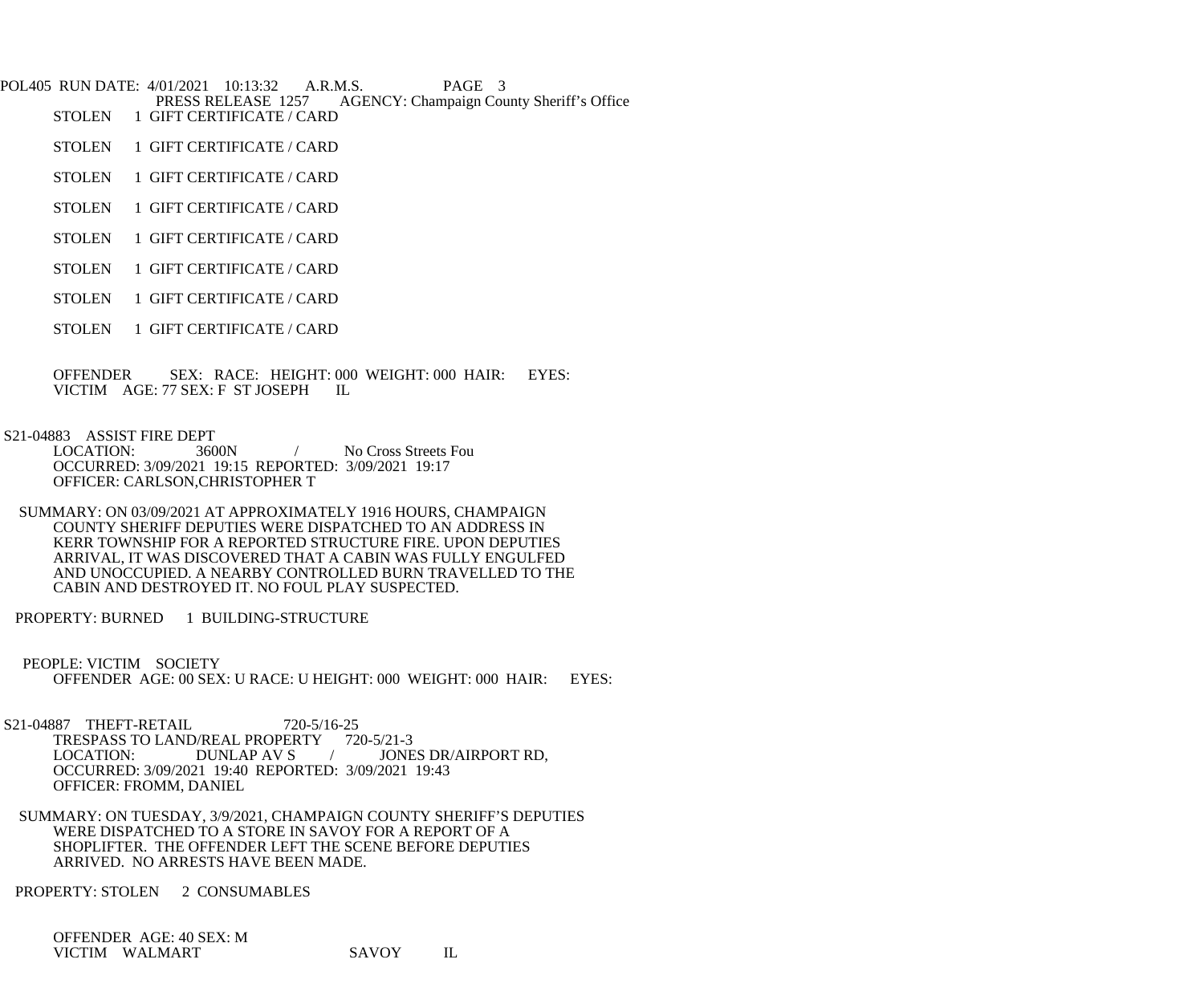STOLEN 1 GIFT CERTIFICATE / CARD

STOLEN 1 GIFT CERTIFICATE / CARD

STOLEN 1 GIFT CERTIFICATE / CARD

STOLEN 1 GIFT CERTIFICATE / CARD

STOLEN 1 GIFT CERTIFICATE / CARD

STOLEN 1 GIFT CERTIFICATE / CARD

STOLEN 1 GIFT CERTIFICATE / CARD

STOLEN 1 GIFT CERTIFICATE / CARD

OFFENDER SEX: RACE: HEIGHT: 000 WEIGHT: 000 HAIR: EYES:
VICTIM AGE: 77 SEX: F ST JOSEPH IL

S21-04883 ASSIST FIRE DEPT
LOCATION: 3600N / No Cross Streets Fou
OCCURRED: 3/09/2021 19:15 REPORTED: 3/09/2021 19:17
OFFICER: CARLSON,CHRISTOPHER T

SUMMARY: ON 03/09/2021 AT APPROXIMATELY 1916 HOURS, CHAMPAIGN COUNTY SHERIFF DEPUTIES WERE DISPATCHED TO AN ADDRESS IN KERR TOWNSHIP FOR A REPORTED STRUCTURE FIRE. UPON DEPUTIES ARRIVAL, IT WAS DISCOVERED THAT A CABIN WAS FULLY ENGULFED AND UNOCCUPIED. A NEARBY CONTROLLED BURN TRAVELLED TO THE CABIN AND DESTROYED IT. NO FOUL PLAY SUSPECTED.

PROPERTY: BURNED 1 BUILDING-STRUCTURE

PEOPLE: VICTIM SOCIETY
OFFENDER AGE: 00 SEX: U RACE: U HEIGHT: 000 WEIGHT: 000 HAIR: EYES:

S21-04887 THEFT-RETAIL 720-5/16-25
TRESPASS TO LAND/REAL PROPERTY 720-5/21-3
LOCATION: DUNLAP AV S / JONES DR/AIRPORT RD,
OCCURRED: 3/09/2021 19:40 REPORTED: 3/09/2021 19:43
OFFICER: FROMM, DANIEL

SUMMARY: ON TUESDAY, 3/9/2021, CHAMPAIGN COUNTY SHERIFF'S DEPUTIES WERE DISPATCHED TO A STORE IN SAVOY FOR A REPORT OF A SHOPLIFTER. THE OFFENDER LEFT THE SCENE BEFORE DEPUTIES ARRIVED. NO ARRESTS HAVE BEEN MADE.

PROPERTY: STOLEN 2 CONSUMABLES

OFFENDER AGE: 40 SEX: M
VICTIM WALMART SAVOY IL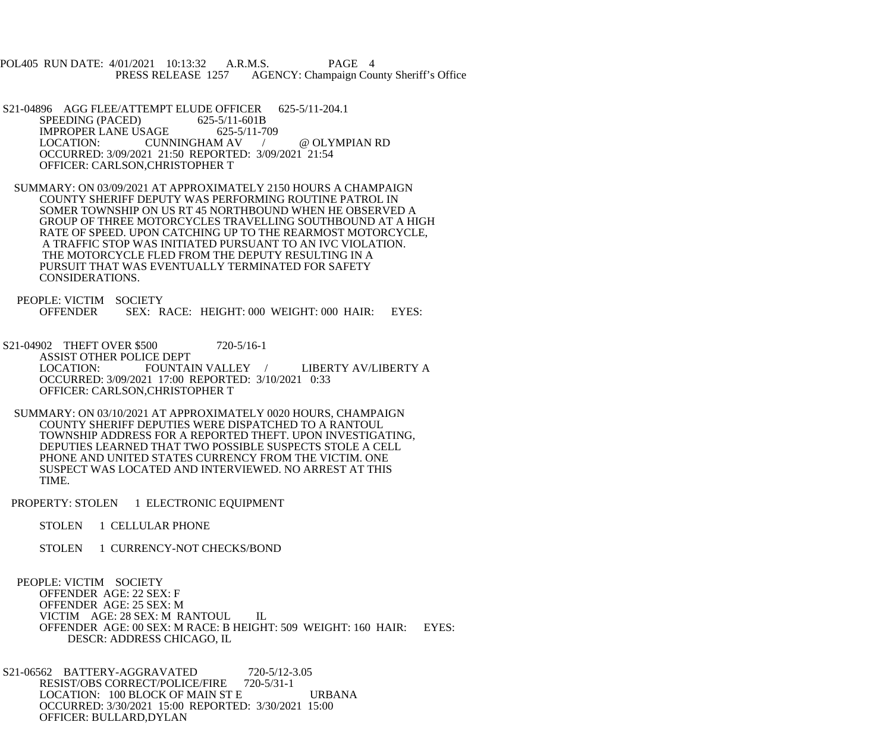POL405 RUN DATE: 4/01/2021 10:13:32 A.R.M.S. PAGE 4
PRESS RELEASE 1257 AGENCY: Champaign County Sheriff's Office

S21-04896 AGG FLEE/ATTEMPT ELUDE OFFICER 625-5/11-204.1
SPEEDING (PACED) 625-5/11-601B
IMPROPER LANE USAGE 625-5/11-709
LOCATION: CUNNINGHAM AV / @ OLYMPIAN RD
OCCURRED: 3/09/2021 21:50 REPORTED: 3/09/2021 21:54
OFFICER: CARLSON,CHRISTOPHER T

SUMMARY: ON 03/09/2021 AT APPROXIMATELY 2150 HOURS A CHAMPAIGN COUNTY SHERIFF DEPUTY WAS PERFORMING ROUTINE PATROL IN SOMER TOWNSHIP ON US RT 45 NORTHBOUND WHEN HE OBSERVED A GROUP OF THREE MOTORCYCLES TRAVELLING SOUTHBOUND AT A HIGH RATE OF SPEED. UPON CATCHING UP TO THE REARMOST MOTORCYCLE, A TRAFFIC STOP WAS INITIATED PURSUANT TO AN IVC VIOLATION. THE MOTORCYCLE FLED FROM THE DEPUTY RESULTING IN A PURSUIT THAT WAS EVENTUALLY TERMINATED FOR SAFETY CONSIDERATIONS.

PEOPLE: VICTIM SOCIETY
OFFENDER SEX: RACE: HEIGHT: 000 WEIGHT: 000 HAIR: EYES:

S21-04902 THEFT OVER $500 720-5/16-1
ASSIST OTHER POLICE DEPT
LOCATION: FOUNTAIN VALLEY / LIBERTY AV/LIBERTY A
OCCURRED: 3/09/2021 17:00 REPORTED: 3/10/2021 0:33
OFFICER: CARLSON,CHRISTOPHER T

SUMMARY: ON 03/10/2021 AT APPROXIMATELY 0020 HOURS, CHAMPAIGN COUNTY SHERIFF DEPUTIES WERE DISPATCHED TO A RANTOUL TOWNSHIP ADDRESS FOR A REPORTED THEFT. UPON INVESTIGATING, DEPUTIES LEARNED THAT TWO POSSIBLE SUSPECTS STOLE A CELL PHONE AND UNITED STATES CURRENCY FROM THE VICTIM. ONE SUSPECT WAS LOCATED AND INTERVIEWED. NO ARREST AT THIS TIME.

PROPERTY: STOLEN 1 ELECTRONIC EQUIPMENT

STOLEN 1 CELLULAR PHONE

STOLEN 1 CURRENCY-NOT CHECKS/BOND

PEOPLE: VICTIM SOCIETY
OFFENDER AGE: 22 SEX: F
OFFENDER AGE: 25 SEX: M
VICTIM AGE: 28 SEX: M RANTOUL IL
OFFENDER AGE: 00 SEX: M RACE: B HEIGHT: 509 WEIGHT: 160 HAIR: EYES:
DESCR: ADDRESS CHICAGO, IL

S21-06562 BATTERY-AGGRAVATED 720-5/12-3.05
RESIST/OBS CORRECT/POLICE/FIRE 720-5/31-1
LOCATION: 100 BLOCK OF MAIN ST E URBANA
OCCURRED: 3/30/2021 15:00 REPORTED: 3/30/2021 15:00
OFFICER: BULLARD,DYLAN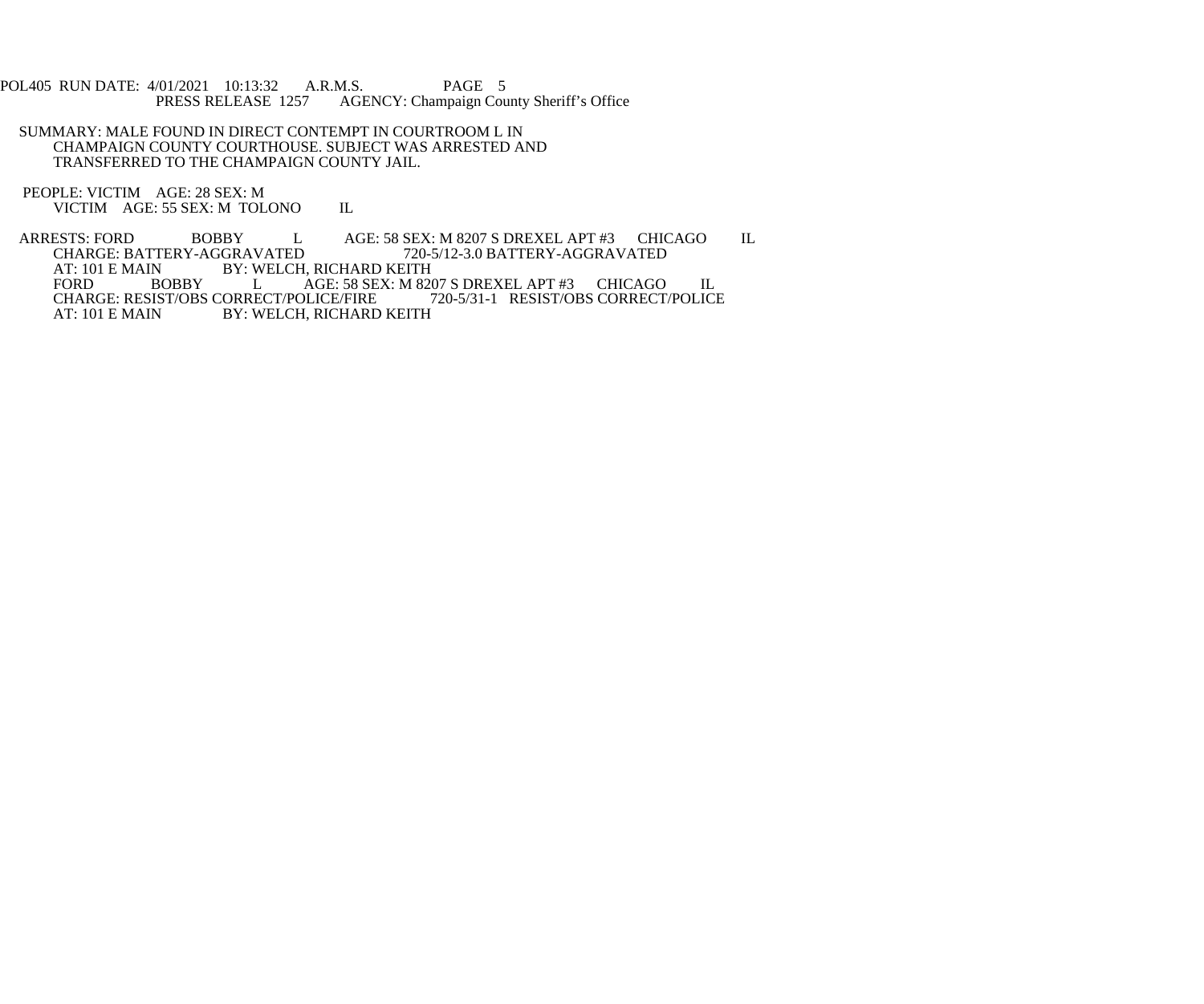POL405 RUN DATE: 4/01/2021 10:13:32 A.R.M.S. PAGE 5
PRESS RELEASE 1257 AGENCY: Champaign County Sheriff's Office

SUMMARY: MALE FOUND IN DIRECT CONTEMPT IN COURTROOM L IN CHAMPAIGN COUNTY COURTHOUSE. SUBJECT WAS ARRESTED AND TRANSFERRED TO THE CHAMPAIGN COUNTY JAIL.

PEOPLE: VICTIM AGE: 28 SEX: M
VICTIM AGE: 55 SEX: M TOLONO IL

ARRESTS: FORD BOBBY L AGE: 58 SEX: M 8207 S DREXEL APT #3 CHICAGO IL
CHARGE: BATTERY-AGGRAVATED 720-5/12-3.0 BATTERY-AGGRAVATED
AT: 101 E MAIN BY: WELCH, RICHARD KEITH
FORD BOBBY L AGE: 58 SEX: M 8207 S DREXEL APT #3 CHICAGO IL
CHARGE: RESIST/OBS CORRECT/POLICE/FIRE 720-5/31-1 RESIST/OBS CORRECT/POLICE
AT: 101 E MAIN BY: WELCH, RICHARD KEITH